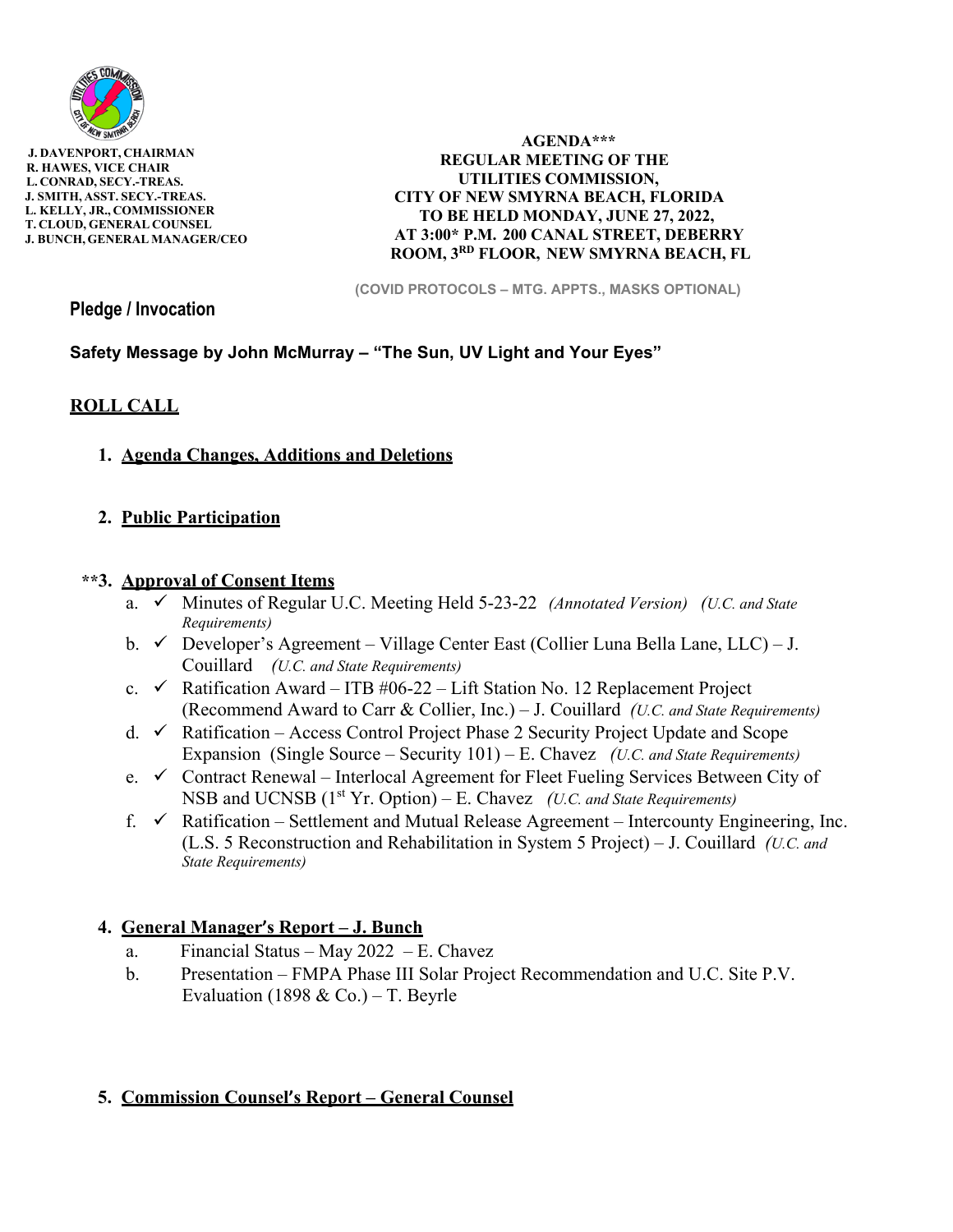J. DAVENPORT, CHAIRMAN
R. HAWES, VICE CHAIR
L. CONRAD, SECY.-TREAS.
J. SMITH, ASST. SECY.-TREAS.
L. KELLY, JR., COMMISSIONER
T. CLOUD, GENERAL COUNSEL
J. BUNCH, GENERAL MANAGER/CEO

**AGENDA***
**REGULAR MEETING OF THE**
**UTILITIES COMMISSION,**
**CITY OF NEW SMYRNA BEACH, FLORIDA**
**TO BE HELD MONDAY, JUNE 27, 2022,**
**AT 3:00* P.M. 200 CANAL STREET, DEBERRY ROOM, 3RD FLOOR, NEW SMYRNA BEACH, FL**

**(COVID PROTOCOLS – MTG. APPTS., MASKS OPTIONAL)**

**Pledge / Invocation**

**Safety Message by John McMurray – "The Sun, UV Light and Your Eyes"**

**ROLL CALL**

1. **Agenda Changes, Additions and Deletions**

2. **Public Participation**

**3. **Approval of Consent Items**
   a. ✓ Minutes of Regular U.C. Meeting Held 5-23-22 *(Annotated Version)* *(U.C. and State Requirements)*
   b. ✓ Developer's Agreement – Village Center East (Collier Luna Bella Lane, LLC) – J. Couillard *(U.C. and State Requirements)*
   c. ✓ Ratification Award – ITB #06-22 – Lift Station No. 12 Replacement Project (Recommend Award to Carr & Collier, Inc.) – J. Couillard *(U.C. and State Requirements)*
   d. ✓ Ratification – Access Control Project Phase 2 Security Project Update and Scope Expansion (Single Source – Security 101) – E. Chavez *(U.C. and State Requirements)*
   e. ✓ Contract Renewal – Interlocal Agreement for Fleet Fueling Services Between City of NSB and UCNSB (1st Yr. Option) – E. Chavez *(U.C. and State Requirements)*
   f. ✓ Ratification – Settlement and Mutual Release Agreement – Intercounty Engineering, Inc. (L.S. 5 Reconstruction and Rehabilitation in System 5 Project) – J. Couillard *(U.C. and State Requirements)*

4. **General Manager's Report – J. Bunch**
   a. Financial Status – May 2022 – E. Chavez
   b. Presentation – FMPA Phase III Solar Project Recommendation and U.C. Site P.V. Evaluation (1898 & Co.) – T. Beyrle

5. **Commission Counsel's Report – General Counsel**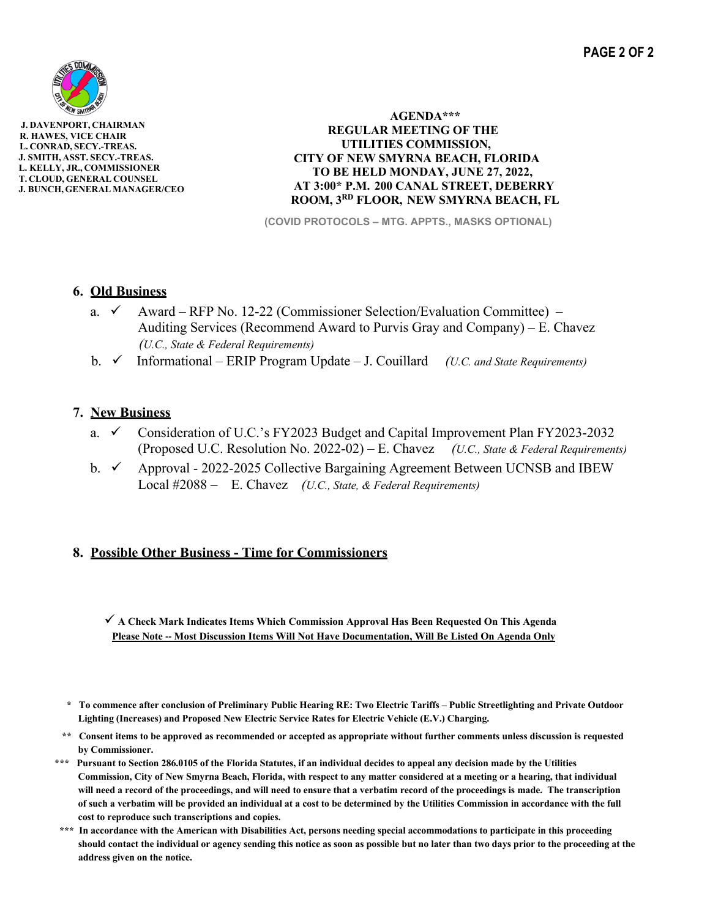**J. DAVENPORT, CHAIRMAN**
**R. HAWES, VICE CHAIR**
**L. CONRAD, SECY.-TREAS.**
**J. SMITH, ASST. SECY.-TREAS.**
**L. KELLY, JR., COMMISSIONER**
**T. CLOUD, GENERAL COUNSEL**
**J. BUNCH, GENERAL MANAGER/CEO**

**AGENDA*****
**REGULAR MEETING OF THE**
**UTILITIES COMMISSION,**
**CITY OF NEW SMYRNA BEACH, FLORIDA**
**TO BE HELD MONDAY, JUNE 27, 2022,**
**AT 3:00* P.M. 200 CANAL STREET, DEBERRY ROOM, 3RD FLOOR, NEW SMYRNA BEACH, FL**

**(COVID PROTOCOLS – MTG. APPTS., MASKS OPTIONAL)**

**6. Old Business**

a. ✓ Award – RFP No. 12-22 (Commissioner Selection/Evaluation Committee) – Auditing Services (Recommend Award to Purvis Gray and Company) – E. Chavez *(U.C., State & Federal Requirements)*

b. ✓ Informational – ERIP Program Update – J. Couillard *(U.C. and State Requirements)*

**7. New Business**

a. ✓ Consideration of U.C.'s FY2023 Budget and Capital Improvement Plan FY2023-2032 (Proposed U.C. Resolution No. 2022-02) – E. Chavez *(U.C., State & Federal Requirements)*

b. ✓ Approval - 2022-2025 Collective Bargaining Agreement Between UCNSB and IBEW Local #2088 – E. Chavez *(U.C., State, & Federal Requirements)*

**8. Possible Other Business - Time for Commissioners**

✓ **A Check Mark Indicates Items Which Commission Approval Has Been Requested On This Agenda**
**Please Note -- Most Discussion Items Will Not Have Documentation, Will Be Listed On Agenda Only**

\* **To commence after conclusion of Preliminary Public Hearing RE: Two Electric Tariffs – Public Streetlighting and Private Outdoor Lighting (Increases) and Proposed New Electric Service Rates for Electric Vehicle (E.V.) Charging.**

\*\* **Consent items to be approved as recommended or accepted as appropriate without further comments unless discussion is requested by Commissioner.**

\*\*\* **Pursuant to Section 286.0105 of the Florida Statutes, if an individual decides to appeal any decision made by the Utilities Commission, City of New Smyrna Beach, Florida, with respect to any matter considered at a meeting or a hearing, that individual will need a record of the proceedings, and will need to ensure that a verbatim record of the proceedings is made. The transcription of such a verbatim will be provided an individual at a cost to be determined by the Utilities Commission in accordance with the full cost to reproduce such transcriptions and copies.**

\*\*\* **In accordance with the American with Disabilities Act, persons needing special accommodations to participate in this proceeding should contact the individual or agency sending this notice as soon as possible but no later than two days prior to the proceeding at the address given on the notice.**